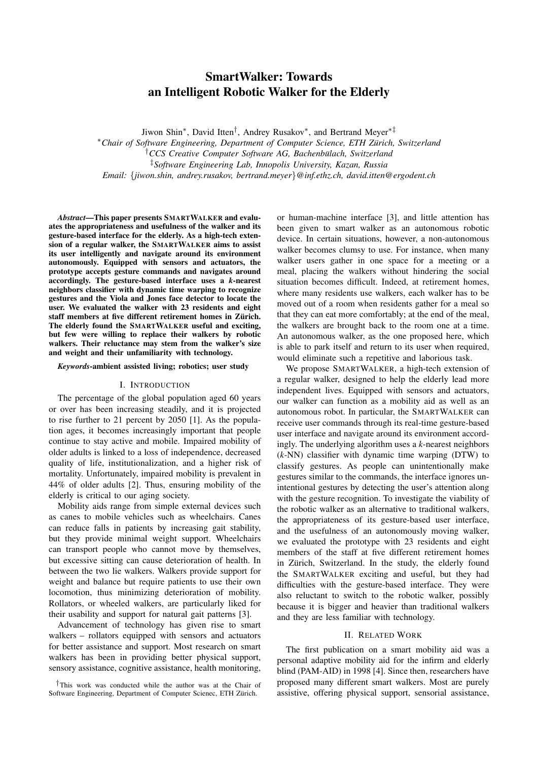# SmartWalker: Towards an Intelligent Robotic Walker for the Elderly

Jiwon Shin*, David Itten†, Andrey Rusakov*, and Bertrand Meyer*‡

*Chair of Software Engineering, Department of Computer Science, ETH Zürich, Switzerland
†CCS Creative Computer Software AG, Bachenbülach, Switzerland
‡Software Engineering Lab, Innopolis University, Kazan, Russia
Email: {jiwon.shin, andrey.rusakov, bertrand.meyer}@inf.ethz.ch, david.itten@ergodent.ch

***Abstract*—This paper presents SMARTWALKER and evaluates the appropriateness and usefulness of the walker and its gesture-based interface for the elderly. As a high-tech extension of a regular walker, the SMARTWALKER aims to assist its user intelligently and navigate around its environment autonomously. Equipped with sensors and actuators, the prototype accepts gesture commands and navigates around accordingly. The gesture-based interface uses a *k*-nearest neighbors classifier with dynamic time warping to recognize gestures and the Viola and Jones face detector to locate the user. We evaluated the walker with 23 residents and eight staff members at five different retirement homes in Zürich. The elderly found the SMARTWALKER useful and exciting, but few were willing to replace their walkers by robotic walkers. Their reluctance may stem from the walker's size and weight and their unfamiliarity with technology.**

***Keywords*-ambient assisted living; robotics; user study**

## I. Introduction

The percentage of the global population aged 60 years or over has been increasing steadily, and it is projected to rise further to 21 percent by 2050 [1]. As the population ages, it becomes increasingly important that people continue to stay active and mobile. Impaired mobility of older adults is linked to a loss of independence, decreased quality of life, institutionalization, and a higher risk of mortality. Unfortunately, impaired mobility is prevalent in 44% of older adults [2]. Thus, ensuring mobility of the elderly is critical to our aging society.

Mobility aids range from simple external devices such as canes to mobile vehicles such as wheelchairs. Canes can reduce falls in patients by increasing gait stability, but they provide minimal weight support. Wheelchairs can transport people who cannot move by themselves, but excessive sitting can cause deterioration of health. In between the two lie walkers. Walkers provide support for weight and balance but require patients to use their own locomotion, thus minimizing deterioration of mobility. Rollators, or wheeled walkers, are particularly liked for their usability and support for natural gait patterns [3].

Advancement of technology has given rise to smart walkers – rollators equipped with sensors and actuators for better assistance and support. Most research on smart walkers has been in providing better physical support, sensory assistance, cognitive assistance, health monitoring, or human-machine interface [3], and little attention has been given to smart walker as an autonomous robotic device. In certain situations, however, a non-autonomous walker becomes clumsy to use. For instance, when many walker users gather in one space for a meeting or a meal, placing the walkers without hindering the social situation becomes difficult. Indeed, at retirement homes, where many residents use walkers, each walker has to be moved out of a room when residents gather for a meal so that they can eat more comfortably; at the end of the meal, the walkers are brought back to the room one at a time. An autonomous walker, as the one proposed here, which is able to park itself and return to its user when required, would eliminate such a repetitive and laborious task.

We propose SMARTWALKER, a high-tech extension of a regular walker, designed to help the elderly lead more independent lives. Equipped with sensors and actuators, our walker can function as a mobility aid as well as an autonomous robot. In particular, the SMARTWALKER can receive user commands through its real-time gesture-based user interface and navigate around its environment accordingly. The underlying algorithm uses a *k*-nearest neighbors (*k*-NN) classifier with dynamic time warping (DTW) to classify gestures. As people can unintentionally make gestures similar to the commands, the interface ignores unintentional gestures by detecting the user's attention along with the gesture recognition. To investigate the viability of the robotic walker as an alternative to traditional walkers, the appropriateness of its gesture-based user interface, and the usefulness of an autonomously moving walker, we evaluated the prototype with 23 residents and eight members of the staff at five different retirement homes in Zürich, Switzerland. In the study, the elderly found the SMARTWALKER exciting and useful, but they had difficulties with the gesture-based interface. They were also reluctant to switch to the robotic walker, possibly because it is bigger and heavier than traditional walkers and they are less familiar with technology.

## II. Related Work

The first publication on a smart mobility aid was a personal adaptive mobility aid for the infirm and elderly blind (PAM-AID) in 1998 [4]. Since then, researchers have proposed many different smart walkers. Most are purely assistive, offering physical support, sensorial assistance,

†This work was conducted while the author was at the Chair of Software Engineering, Department of Computer Scienec, ETH Zürich.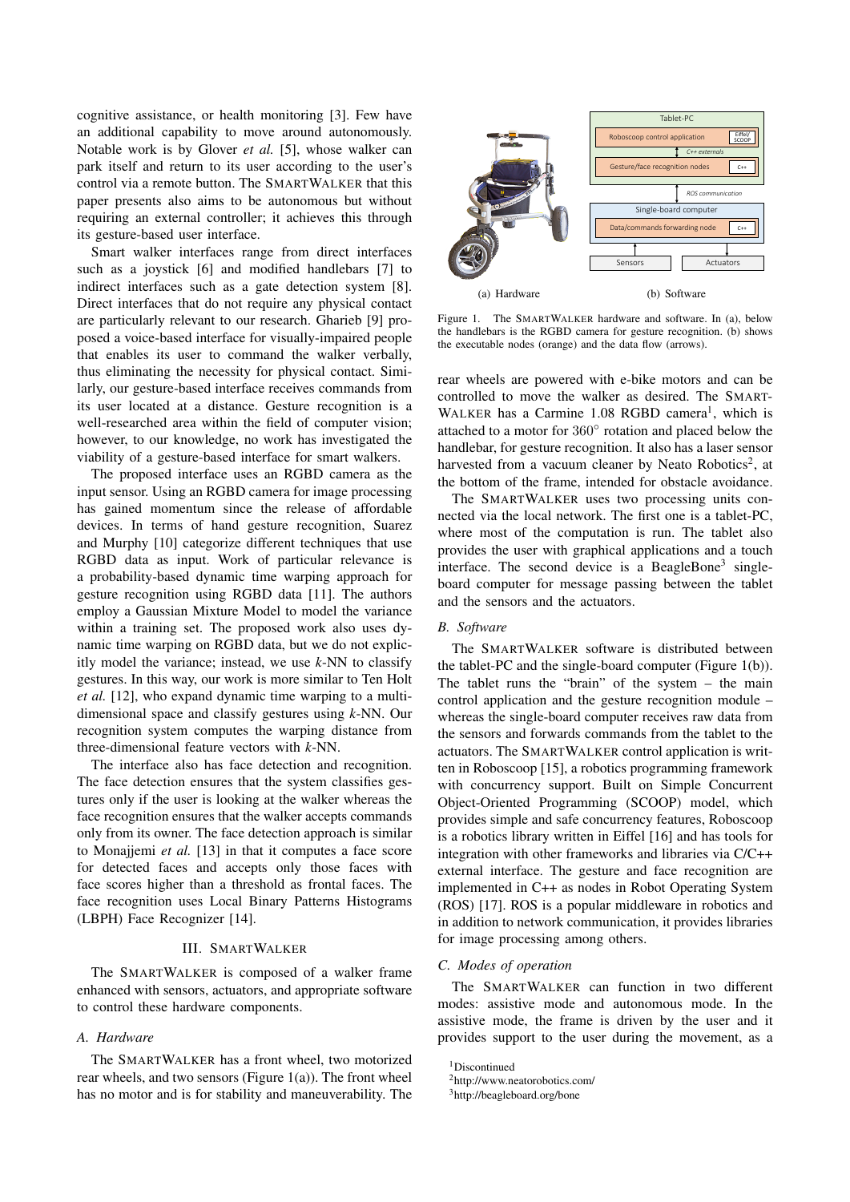cognitive assistance, or health monitoring [3]. Few have an additional capability to move around autonomously. Notable work is by Glover *et al.* [5], whose walker can park itself and return to its user according to the user's control via a remote button. The SMARTWALKER that this paper presents also aims to be autonomous but without requiring an external controller; it achieves this through its gesture-based user interface.

Smart walker interfaces range from direct interfaces such as a joystick [6] and modified handlebars [7] to indirect interfaces such as a gate detection system [8]. Direct interfaces that do not require any physical contact are particularly relevant to our research. Gharieb [9] proposed a voice-based interface for visually-impaired people that enables its user to command the walker verbally, thus eliminating the necessity for physical contact. Similarly, our gesture-based interface receives commands from its user located at a distance. Gesture recognition is a well-researched area within the field of computer vision; however, to our knowledge, no work has investigated the viability of a gesture-based interface for smart walkers.

The proposed interface uses an RGBD camera as the input sensor. Using an RGBD camera for image processing has gained momentum since the release of affordable devices. In terms of hand gesture recognition, Suarez and Murphy [10] categorize different techniques that use RGBD data as input. Work of particular relevance is a probability-based dynamic time warping approach for gesture recognition using RGBD data [11]. The authors employ a Gaussian Mixture Model to model the variance within a training set. The proposed work also uses dynamic time warping on RGBD data, but we do not explicitly model the variance; instead, we use $k$-NN to classify gestures. In this way, our work is more similar to Ten Holt *et al.* [12], who expand dynamic time warping to a multi-dimensional space and classify gestures using $k$-NN. Our recognition system computes the warping distance from three-dimensional feature vectors with $k$-NN.

The interface also has face detection and recognition. The face detection ensures that the system classifies gestures only if the user is looking at the walker whereas the face recognition ensures that the walker accepts commands only from its owner. The face detection approach is similar to Monajjemi *et al.* [13] in that it computes a face score for detected faces and accepts only those faces with face scores higher than a threshold as frontal faces. The face recognition uses Local Binary Patterns Histograms (LBPH) Face Recognizer [14].

## III. SMARTWALKER

The SMARTWALKER is composed of a walker frame enhanced with sensors, actuators, and appropriate software to control these hardware components.

### A. Hardware

The SMARTWALKER has a front wheel, two motorized rear wheels, and two sensors (Figure 1(a)). The front wheel has no motor and is for stability and maneuverability. The rear wheels are powered with e-bike motors and can be controlled to move the walker as desired. The SMARTWALKER has a Carmine 1.08 RGBD camera[1], which is attached to a motor for 360° rotation and placed below the handlebar, for gesture recognition. It also has a laser sensor harvested from a vacuum cleaner by Neato Robotics[2], at the bottom of the frame, intended for obstacle avoidance.

Figure 1. The SMARTWALKER hardware and software. In (a), below the handlebars is the RGBD camera for gesture recognition. (b) shows the executable nodes (orange) and the data flow (arrows).

The SMARTWALKER uses two processing units connected via the local network. The first one is a tablet-PC, where most of the computation is run. The tablet also provides the user with graphical applications and a touch interface. The second device is a BeagleBone[3] single-board computer for message passing between the tablet and the sensors and the actuators.

### B. Software

The SMARTWALKER software is distributed between the tablet-PC and the single-board computer (Figure 1(b)). The tablet runs the "brain" of the system – the main control application and the gesture recognition module – whereas the single-board computer receives raw data from the sensors and forwards commands from the tablet to the actuators. The SMARTWALKER control application is written in Roboscoop [15], a robotics programming framework with concurrency support. Built on Simple Concurrent Object-Oriented Programming (SCOOP) model, which provides simple and safe concurrency features, Roboscoop is a robotics library written in Eiffel [16] and has tools for integration with other frameworks and libraries via C/C++ external interface. The gesture and face recognition are implemented in C++ as nodes in Robot Operating System (ROS) [17]. ROS is a popular middleware in robotics and in addition to network communication, it provides libraries for image processing among others.

### C. Modes of operation

The SMARTWALKER can function in two different modes: assistive mode and autonomous mode. In the assistive mode, the frame is driven by the user and it provides support to the user during the movement, as a

[1]Discontinued

[2]http://www.neatorobotics.com/

[3]http://beagleboard.org/bone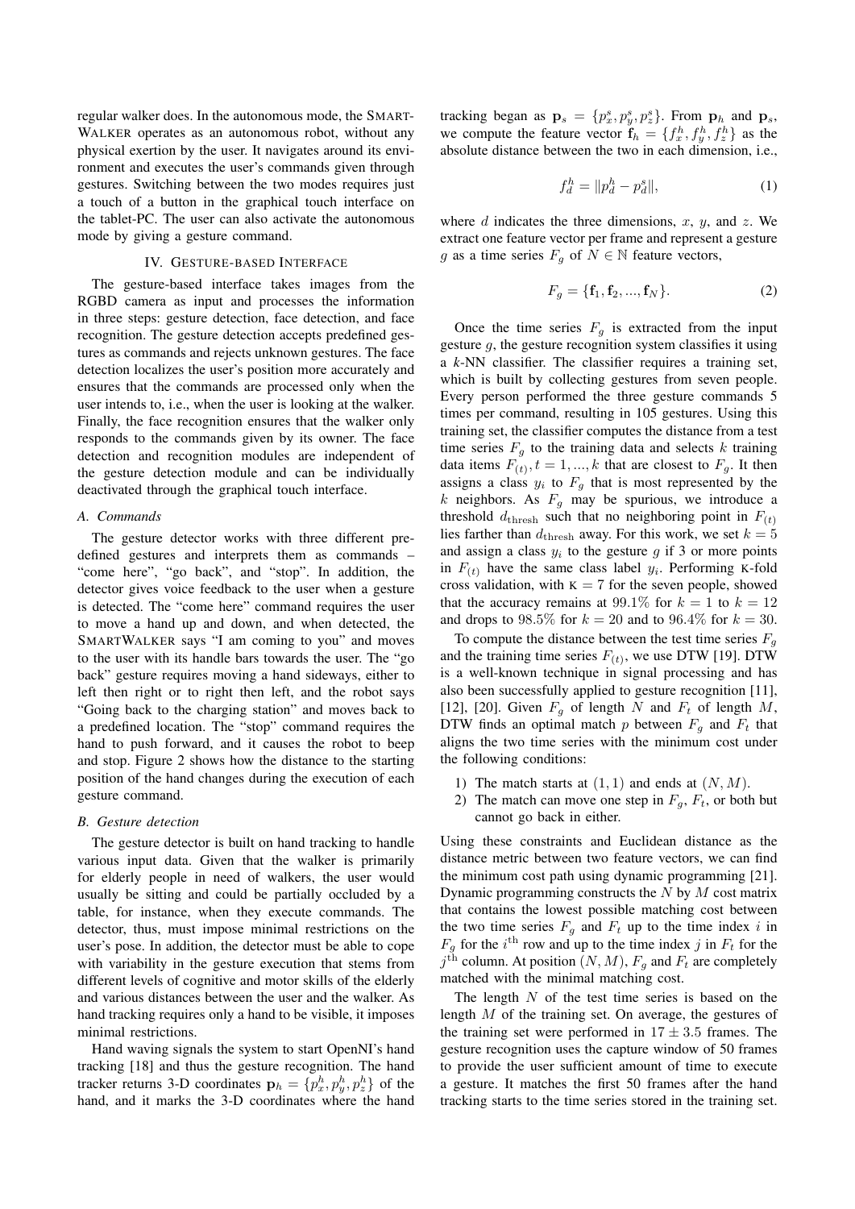regular walker does. In the autonomous mode, the SMARTWALKER operates as an autonomous robot, without any physical exertion by the user. It navigates around its environment and executes the user's commands given through gestures. Switching between the two modes requires just a touch of a button in the graphical touch interface on the tablet-PC. The user can also activate the autonomous mode by giving a gesture command.

## IV. GESTURE-BASED INTERFACE

The gesture-based interface takes images from the RGBD camera as input and processes the information in three steps: gesture detection, face detection, and face recognition. The gesture detection accepts predefined gestures as commands and rejects unknown gestures. The face detection localizes the user's position more accurately and ensures that the commands are processed only when the user intends to, i.e., when the user is looking at the walker. Finally, the face recognition ensures that the walker only responds to the commands given by its owner. The face detection and recognition modules are independent of the gesture detection module and can be individually deactivated through the graphical touch interface.

### A. Commands

The gesture detector works with three different predefined gestures and interprets them as commands – "come here", "go back", and "stop". In addition, the detector gives voice feedback to the user when a gesture is detected. The "come here" command requires the user to move a hand up and down, and when detected, the SMARTWALKER says "I am coming to you" and moves to the user with its handle bars towards the user. The "go back" gesture requires moving a hand sideways, either to left then right or to right then left, and the robot says "Going back to the charging station" and moves back to a predefined location. The "stop" command requires the hand to push forward, and it causes the robot to beep and stop. Figure 2 shows how the distance to the starting position of the hand changes during the execution of each gesture command.

### B. Gesture detection

The gesture detector is built on hand tracking to handle various input data. Given that the walker is primarily for elderly people in need of walkers, the user would usually be sitting and could be partially occluded by a table, for instance, when they execute commands. The detector, thus, must impose minimal restrictions on the user's pose. In addition, the detector must be able to cope with variability in the gesture execution that stems from different levels of cognitive and motor skills of the elderly and various distances between the user and the walker. As hand tracking requires only a hand to be visible, it imposes minimal restrictions.

Hand waving signals the system to start OpenNI's hand tracking [18] and thus the gesture recognition. The hand tracker returns 3-D coordinates $\mathbf{p}_h = \{p^h_x, p^h_y, p^h_z\}$ of the hand, and it marks the 3-D coordinates where the hand tracking began as $\mathbf{p}_s = \{p^s_x, p^s_y, p^s_z\}$. From $\mathbf{p}_h$ and $\mathbf{p}_s$, we compute the feature vector $\mathbf{f}_h = \{f^h_x, f^h_y, f^h_z\}$ as the absolute distance between the two in each dimension, i.e.,

$$f^h_d = \|p^h_d - p^s_d\|, \tag{1}$$

where $d$ indicates the three dimensions, $x$, $y$, and $z$. We extract one feature vector per frame and represent a gesture $g$ as a time series $F_g$ of $N \in \mathbb{N}$ feature vectors,

$$F_g = \{\mathbf{f}_1, \mathbf{f}_2, ..., \mathbf{f}_N\}. \tag{2}$$

Once the time series $F_g$ is extracted from the input gesture $g$, the gesture recognition system classifies it using a $k$-NN classifier. The classifier requires a training set, which is built by collecting gestures from seven people. Every person performed the three gesture commands 5 times per command, resulting in 105 gestures. Using this training set, the classifier computes the distance from a test time series $F_g$ to the training data and selects $k$ training data items $F_{(t)}, t = 1, ..., k$ that are closest to $F_g$. It then assigns a class $y_i$ to $F_g$ that is most represented by the $k$ neighbors. As $F_g$ may be spurious, we introduce a threshold $d_{\text{thresh}}$ such that no neighboring point in $F_{(t)}$ lies farther than $d_{\text{thresh}}$ away. For this work, we set $k = 5$ and assign a class $y_i$ to the gesture $g$ if 3 or more points in $F_{(t)}$ have the same class label $y_i$. Performing $\kappa$-fold cross validation, with $\kappa = 7$ for the seven people, showed that the accuracy remains at 99.1% for $k = 1$ to $k = 12$ and drops to 98.5% for $k = 20$ and to 96.4% for $k = 30$.

To compute the distance between the test time series $F_g$ and the training time series $F_{(t)}$, we use DTW [19]. DTW is a well-known technique in signal processing and has also been successfully applied to gesture recognition [11], [12], [20]. Given $F_g$ of length $N$ and $F_t$ of length $M$, DTW finds an optimal match $p$ between $F_g$ and $F_t$ that aligns the two time series with the minimum cost under the following conditions:

1) The match starts at $(1, 1)$ and ends at $(N, M)$.
2) The match can move one step in $F_g$, $F_t$, or both but cannot go back in either.

Using these constraints and Euclidean distance as the distance metric between two feature vectors, we can find the minimum cost path using dynamic programming [21]. Dynamic programming constructs the $N$ by $M$ cost matrix that contains the lowest possible matching cost between the two time series $F_g$ and $F_t$ up to the time index $i$ in $F_g$ for the $i^{\text{th}}$ row and up to the time index $j$ in $F_t$ for the $j^{\text{th}}$ column. At position $(N, M)$, $F_g$ and $F_t$ are completely matched with the minimal matching cost.

The length $N$ of the test time series is based on the length $M$ of the training set. On average, the gestures of the training set were performed in $17 \pm 3.5$ frames. The gesture recognition uses the capture window of 50 frames to provide the user sufficient amount of time to execute a gesture. It matches the first 50 frames after the hand tracking starts to the time series stored in the training set.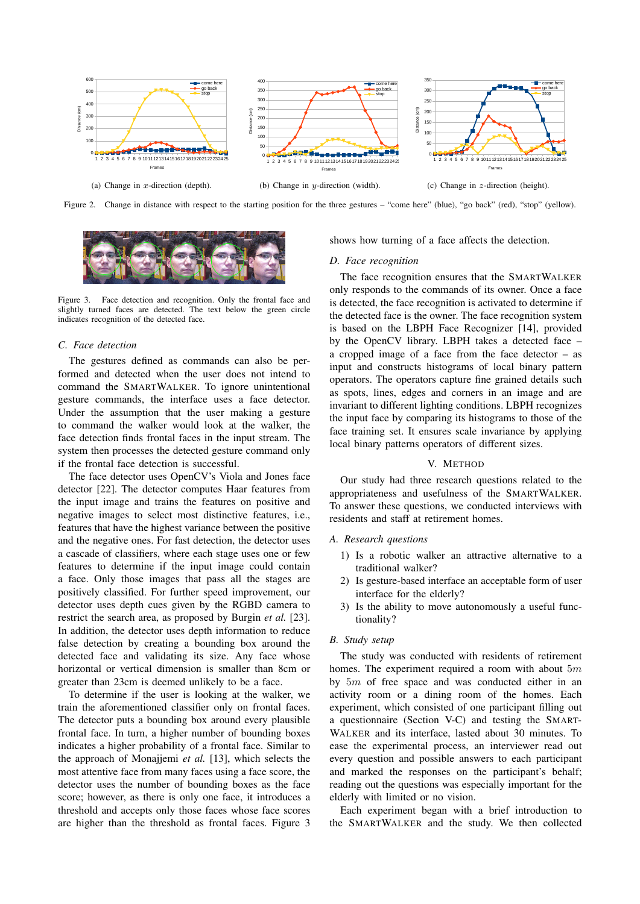600
500
400
300
200
100
0
Distance (cm)
come here
go back
stop
1 2 3 4 5 6 7 8 9 10 11 12 13 14 15 16 17 18 19 20 21 22 23 24 25
Frames

(a) Change in $x$-direction (depth).

400
350
300
250
200
150
100
50
0
Distance (cm)
come here
go back
stop
1 2 3 4 5 6 7 8 9 10 11 12 13 14 15 16 17 18 19 20 21 22 23 24 25
Frames

(b) Change in $y$-direction (width).

350
300
250
200
150
100
50
0
Distance (cm)
come here
go back
stop
1 2 3 4 5 6 7 8 9 10 11 12 13 14 15 16 17 18 19 20 21 22 23 24 25
Frames

(c) Change in $z$-direction (height).

Figure 2. Change in distance with respect to the starting position for the three gestures – "come here" (blue), "go back" (red), "stop" (yellow).

Figure 3. Face detection and recognition. Only the frontal face and slightly turned faces are detected. The text below the green circle indicates recognition of the detected face.

### C. Face detection

The gestures defined as commands can also be performed and detected when the user does not intend to command the SMARTWALKER. To ignore unintentional gesture commands, the interface uses a face detector. Under the assumption that the user making a gesture to command the walker would look at the walker, the face detection finds frontal faces in the input stream. The system then processes the detected gesture command only if the frontal face detection is successful.

The face detector uses OpenCV's Viola and Jones face detector [22]. The detector computes Haar features from the input image and trains the features on positive and negative images to select most distinctive features, i.e., features that have the highest variance between the positive and the negative ones. For fast detection, the detector uses a cascade of classifiers, where each stage uses one or few features to determine if the input image could contain a face. Only those images that pass all the stages are positively classified. For further speed improvement, our detector uses depth cues given by the RGBD camera to restrict the search area, as proposed by Burgin *et al.* [23]. In addition, the detector uses depth information to reduce false detection by creating a bounding box around the detected face and validating its size. Any face whose horizontal or vertical dimension is smaller than 8cm or greater than 23cm is deemed unlikely to be a face.

To determine if the user is looking at the walker, we train the aforementioned classifier only on frontal faces. The detector puts a bounding box around every plausible frontal face. In turn, a higher number of bounding boxes indicates a higher probability of a frontal face. Similar to the approach of Monajjemi *et al.* [13], which selects the most attentive face from many faces using a face score, the detector uses the number of bounding boxes as the face score; however, as there is only one face, it introduces a threshold and accepts only those faces whose face scores are higher than the threshold as frontal faces. Figure 3 shows how turning of a face affects the detection.

### D. Face recognition

The face recognition ensures that the SMARTWALKER only responds to the commands of its owner. Once a face is detected, the face recognition is activated to determine if the detected face is the owner. The face recognition system is based on the LBPH Face Recognizer [14], provided by the OpenCV library. LBPH takes a detected face – a cropped image of a face from the face detector – as input and constructs histograms of local binary pattern operators. The operators capture fine grained details such as spots, lines, edges and corners in an image and are invariant to different lighting conditions. LBPH recognizes the input face by comparing its histograms to those of the face training set. It ensures scale invariance by applying local binary patterns operators of different sizes.

## V. METHOD

Our study had three research questions related to the appropriateness and usefulness of the SMARTWALKER. To answer these questions, we conducted interviews with residents and staff at retirement homes.

### A. Research questions

1) Is a robotic walker an attractive alternative to a traditional walker?
2) Is gesture-based interface an acceptable form of user interface for the elderly?
3) Is the ability to move autonomously a useful functionality?

### B. Study setup

The study was conducted with residents of retirement homes. The experiment required a room with about $5m$ by $5m$ of free space and was conducted either in an activity room or a dining room of the homes. Each experiment, which consisted of one participant filling out a questionnaire (Section V-C) and testing the SMARTWALKER and its interface, lasted about 30 minutes. To ease the experimental process, an interviewer read out every question and possible answers to each participant and marked the responses on the participant's behalf; reading out the questions was especially important for the elderly with limited or no vision.

Each experiment began with a brief introduction to the SMARTWALKER and the study. We then collected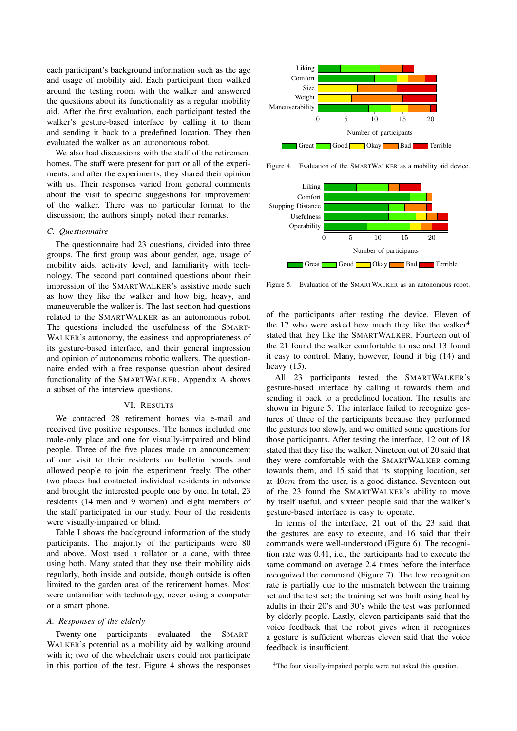each participant's background information such as the age and usage of mobility aid. Each participant then walked around the testing room with the walker and answered the questions about its functionality as a regular mobility aid. After the first evaluation, each participant tested the walker's gesture-based interface by calling it to them and sending it back to a predefined location. They then evaluated the walker as an autonomous robot.

We also had discussions with the staff of the retirement homes. The staff were present for part or all of the experiments, and after the experiments, they shared their opinion with us. Their responses varied from general comments about the visit to specific suggestions for improvement of the walker. There was no particular format to the discussion; the authors simply noted their remarks.

### C. Questionnaire

The questionnaire had 23 questions, divided into three groups. The first group was about gender, age, usage of mobility aids, activity level, and familiarity with technology. The second part contained questions about their impression of the SmartWalker's assistive mode such as how they like the walker and how big, heavy, and maneuverable the walker is. The last section had questions related to the SmartWalker as an autonomous robot. The questions included the usefulness of the SmartWalker's autonomy, the easiness and appropriateness of its gesture-based interface, and their general impression and opinion of autonomous robotic walkers. The questionnaire ended with a free response question about desired functionality of the SmartWalker. Appendix A shows a subset of the interview questions.

## VI. Results

We contacted 28 retirement homes via e-mail and received five positive responses. The homes included one male-only place and one for visually-impaired and blind people. Three of the five places made an announcement of our visit to their residents on bulletin boards and allowed people to join the experiment freely. The other two places had contacted individual residents in advance and brought the interested people one by one. In total, 23 residents (14 men and 9 women) and eight members of the staff participated in our study. Four of the residents were visually-impaired or blind.

Table I shows the background information of the study participants. The majority of the participants were 80 and above. Most used a rollator or a cane, with three using both. Many stated that they use their mobility aids regularly, both inside and outside, though outside is often limited to the garden area of the retirement homes. Most were unfamiliar with technology, never using a computer or a smart phone.

### A. Responses of the elderly

Twenty-one participants evaluated the SmartWalker's potential as a mobility aid by walking around with it; two of the wheelchair users could not participate in this portion of the test. Figure 4 shows the responses of the participants after testing the device. Eleven of the 17 who were asked how much they like the walker[4] stated that they like the SmartWalker. Fourteen out of the 21 found the walker comfortable to use and 13 found it easy to control. Many, however, found it big (14) and heavy (15).

Figure 4. Evaluation of the SmartWalker as a mobility aid device.

All 23 participants tested the SmartWalker's gesture-based interface by calling it towards them and sending it back to a predefined location. The results are shown in Figure 5. The interface failed to recognize gestures of three of the participants because they performed the gestures too slowly, and we omitted some questions for those participants. After testing the interface, 12 out of 18 stated that they like the walker. Nineteen out of 20 said that they were comfortable with the SmartWalker coming towards them, and 15 said that its stopping location, set at $40cm$ from the user, is a good distance. Seventeen out of the 23 found the SmartWalker's ability to move by itself useful, and sixteen people said that the walker's gesture-based interface is easy to operate.

Figure 5. Evaluation of the SmartWalker as an autonomous robot.

In terms of the interface, 21 out of the 23 said that the gestures are easy to execute, and 16 said that their commands were well-understood (Figure 6). The recognition rate was 0.41, i.e., the participants had to execute the same command on average 2.4 times before the interface recognized the command (Figure 7). The low recognition rate is partially due to the mismatch between the training set and the test set; the training set was built using healthy adults in their 20's and 30's while the test was performed by elderly people. Lastly, eleven participants said that the voice feedback that the robot gives when it recognizes a gesture is sufficient whereas eleven said that the voice feedback is insufficient.

[4] The four visually-impaired people were not asked this question.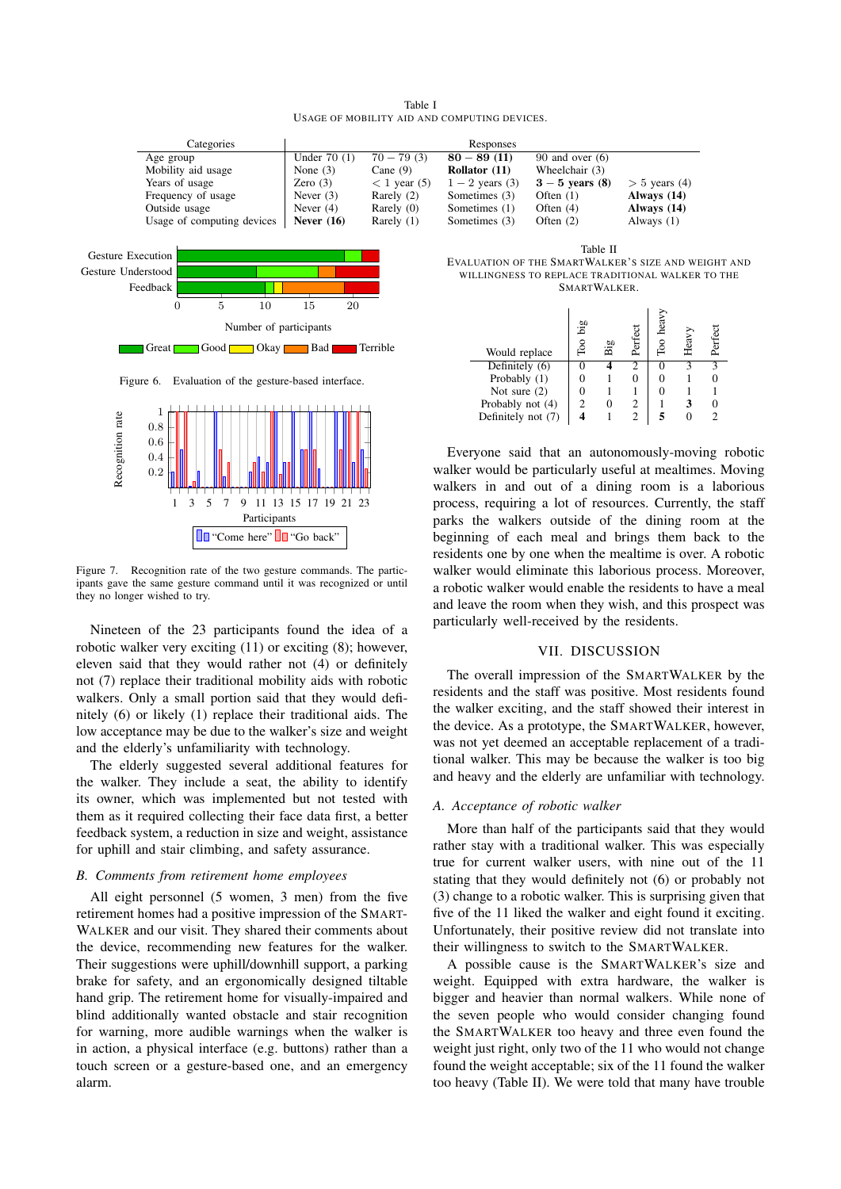Table I
USAGE OF MOBILITY AID AND COMPUTING DEVICES.

| Categories | Responses | | | | |
|---|---|---|---|---|---|
| Age group | Under 70 (1) | 70 − 79 (3) | **80 − 89 (11)** | 90 and over (6) | |
| Mobility aid usage | None (3) | Cane (9) | **Rollator (11)** | Wheelchair (3) | |
| Years of usage | Zero (3) | < 1 year (5) | 1 − 2 years (3) | **3 − 5 years (8)** | > 5 years (4) |
| Frequency of usage | Never (3) | Rarely (2) | Sometimes (3) | Often (1) | **Always (14)** |
| Outside usage | Never (4) | Rarely (0) | Sometimes (1) | Often (4) | **Always (14)** |
| Usage of computing devices | **Never (16)** | Rarely (1) | Sometimes (3) | Often (2) | Always (1) |

Figure 6. Evaluation of the gesture-based interface.

Figure 7. Recognition rate of the two gesture commands. The participants gave the same gesture command until it was recognized or until they no longer wished to try.

Nineteen of the 23 participants found the idea of a robotic walker very exciting (11) or exciting (8); however, eleven said that they would rather not (4) or definitely not (7) replace their traditional mobility aids with robotic walkers. Only a small portion said that they would definitely (6) or likely (1) replace their traditional aids. The low acceptance may be due to the walker's size and weight and the elderly's unfamiliarity with technology.

The elderly suggested several additional features for the walker. They include a the ability to identify its owner, which was implemented but not tested with them as it required collecting their face data first, a better feedback system, a reduction in size and weight, assistance for uphill and stair climbing, and safety assurance.

### B. Comments from retirement home employees

All eight personnel (5 women, 3 men) from the five retirement homes had a positive impression of the SMARTWALKER and our visit. They shared their comments about the device, recommending new features for the walker. Their suggestions were uphill/downhill support, a parking brake for safety, and an ergonomically designed tiltable hand grip. The retirement home for visually-impaired and blind additionally wanted obstacle and stair recognition for warning, more audible warnings when the walker is in action, a physical interface (e.g. buttons) rather than a touch screen or a gesture-based one, and an emergency alarm.

Table II
EVALUATION OF THE SMARTWALKER'S SIZE AND WEIGHT AND WILLINGNESS TO REPLACE TRADITIONAL WALKER TO THE SMARTWALKER.

| Would replace | Too big | Big | Perfect | Too heavy | Heavy | Perfect |
|---|---|---|---|---|---|---|
| Definitely (6) | 0 | **4** | 2 | 0 | 3 | 3 |
| Probably (1) | 0 | 1 | 0 | 0 | 1 | 0 |
| Not sure (2) | 0 | 1 | 1 | 0 | 1 | 1 |
| Probably not (4) | 2 | 0 | 2 | 1 | **3** | 0 |
| Definitely not (7) | **4** | 1 | 2 | **5** | 0 | 2 |

Everyone said that an autonomously-moving robotic walker would be particularly useful at mealtimes. Moving walkers in and out of a dining room is a laborious process, requiring a lot of resources. Currently, the staff parks the walkers outside of the dining room at the beginning of each meal and brings them back to the residents one by one when the mealtime is over. A robotic walker would eliminate this laborious process. Moreover, a robotic walker would enable the residents to have a meal and leave the room when they wish, and this prospect was particularly well-received by the residents.

## VII. DISCUSSION

The overall impression of the SMARTWALKER by the residents and the staff was positive. Most residents found the walker exciting, and the staff showed their interest in the device. As a prototype, the SMARTWALKER, however, was not yet deemed an acceptable replacement of a traditional walker. This may be because the walker is too big and heavy and the elderly are unfamiliar with technology.

### A. Acceptance of robotic walker

More than half of the participants said that they would rather stay with a traditional walker. This was especially true for current walker users, with nine out of the 11 stating that they would definitely not (6) or probably not (3) change to a robotic walker. This is surprising given that five of the 11 liked the walker and eight found it exciting. Unfortunately, their positive review did not translate into their willingness to switch to the SMARTWALKER.

A possible cause is the SMARTWALKER's size and weight. Equipped with extra hardware, the walker is bigger and heavier than normal walkers. While none of the seven people who would consider changing found the SMARTWALKER too heavy and three even found the weight just right, only two of the 11 who would not change found the weight acceptable; six of the 11 found the walker too heavy (Table II). We were told that many have trouble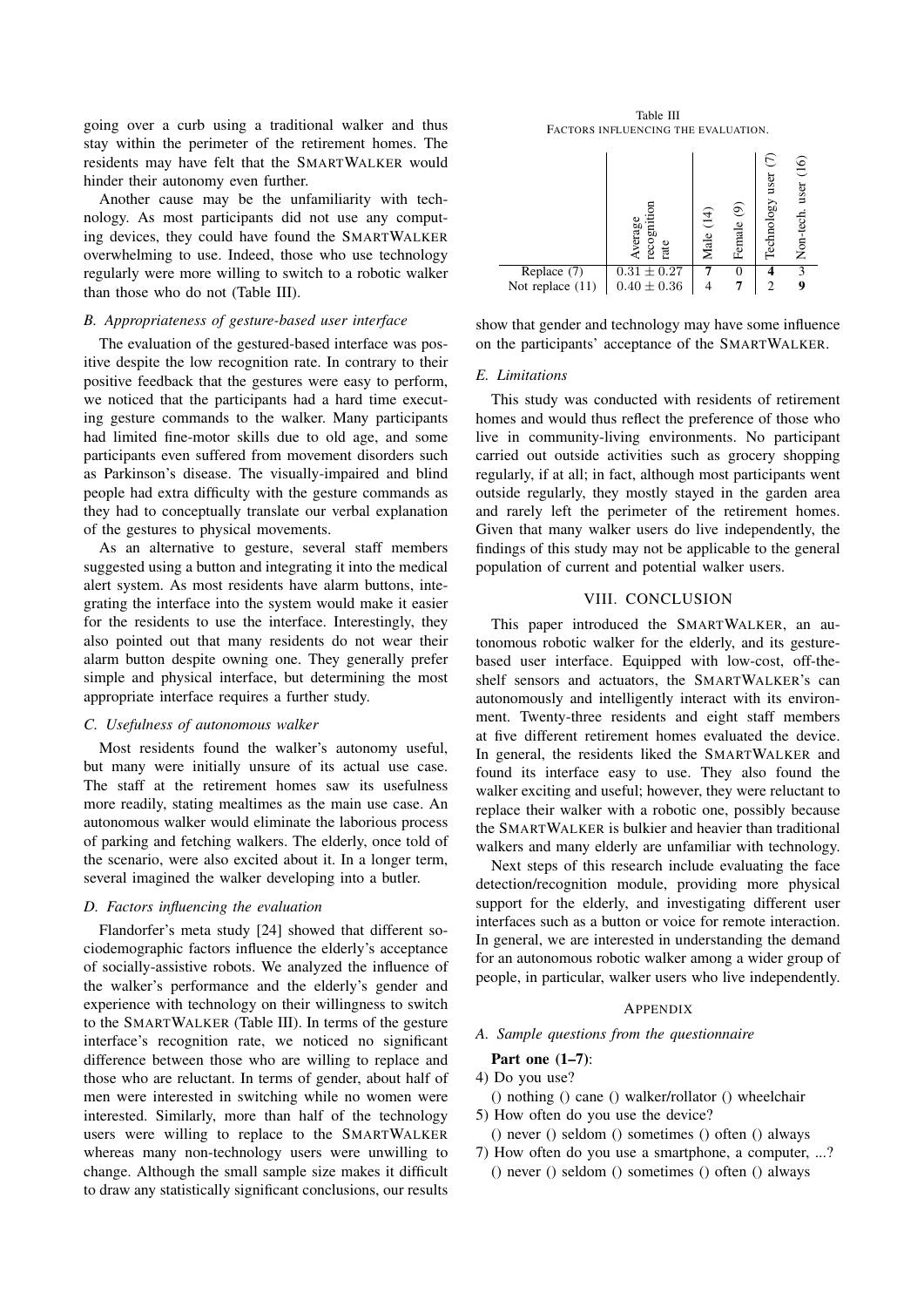going over a curb using a traditional walker and thus stay within the perimeter of the retirement homes. The residents may have felt that the SMARTWALKER would hinder their autonomy even further.

Another cause may be the unfamiliarity with technology. As most participants did not use any computing devices, they could have found the SMARTWALKER overwhelming to use. Indeed, those who use technology regularly were more willing to switch to a robotic walker than those who do not (Table III).

### B. Appropriateness of gesture-based user interface

The evaluation of the gestured-based interface was positive despite the low recognition rate. In contrary to their positive feedback that the gestures were easy to perform, we noticed that the participants had a hard time executing gesture commands to the walker. Many participants had limited fine-motor skills due to old age, and some participants even suffered from movement disorders such as Parkinson's disease. The visually-impaired and blind people had extra difficulty with the gesture commands as they had to conceptually translate our verbal explanation of the gestures to physical movements.

As an alternative to gesture, several staff members suggested using a button and integrating it into the medical alert system. As most residents have alarm buttons, integrating the interface into the system would make it easier for the residents to use the interface. Interestingly, they also pointed out that many residents do not wear their alarm button despite owning one. They generally prefer simple and physical interface, but determining the most appropriate interface requires a further study.

### C. Usefulness of autonomous walker

Most residents found the walker's autonomy useful, but many were initially unsure of its actual use case. The staff at the retirement homes saw its usefulness more readily, stating mealtimes as the main use case. An autonomous walker would eliminate the laborious process of parking and fetching walkers. The elderly, once told of the scenario, were also excited about it. In a longer term, several imagined the walker developing into a butler.

### D. Factors influencing the evaluation

Flandorfer's meta study [24] showed that different sociodemographic factors influence the elderly's acceptance of socially-assistive robots. We analyzed the influence of the walker's performance and the elderly's gender and experience with technology on their willingness to switch to the SMARTWALKER (Table III). In terms of the gesture interface's recognition rate, we noticed no significant difference between those who are willing to replace and those who are reluctant. In terms of gender, about half of men were interested in switching while no women were interested. Similarly, more than half of the technology users were willing to replace to the SMARTWALKER whereas many non-technology users were unwilling to change. Although the small sample size makes it difficult to draw any statistically significant conclusions, our results show that gender and technology may have some influence on the participants' acceptance of the SMARTWALKER.

Table III
FACTORS INFLUENCING THE EVALUATION.

| | Average recognition rate | Male (14) | Female (9) | Technology user (7) | Non-tech. user (16) |
|---|---|---|---|---|---|
| Replace (7) | $0.31 \pm 0.27$ | **7** | 0 | **4** | 3 |
| Not replace (11) | $0.40 \pm 0.36$ | 4 | **7** | 2 | **9** |

### E. Limitations

This study was conducted with residents of retirement homes and would thus reflect the preference of those who live in community-living environments. No participant carried out outside activities such as grocery shopping regularly, if at all; in fact, although most participants went outside regularly, they mostly stayed in the garden area and rarely left the perimeter of the retirement homes. Given that many walker users do live independently, the findings of this study may not be applicable to the general population of current and potential walker users.

## VIII. CONCLUSION

This paper introduced the SMARTWALKER, an autonomous robotic walker for the elderly, and its gesture-based user interface. Equipped with low-cost, off-the-shelf sensors and actuators, the SMARTWALKER's can autonomously and intelligently interact with its environment. Twenty-three residents and eight staff members at five different retirement homes evaluated the device. In general, the residents liked the SMARTWALKER and found its interface easy to use. They also found the walker exciting and useful; however, they were reluctant to replace their walker with a robotic one, possibly because the SMARTWALKER is bulkier and heavier than traditional walkers and many elderly are unfamiliar with technology.

Next steps of this research include evaluating the face detection/recognition module, providing more physical support for the elderly, and investigating different user interfaces such as a button or voice for remote interaction. In general, we are interested in understanding the demand for an autonomous robotic walker among a wider group of people, in particular, walker users who live independently.

## APPENDIX

### A. Sample questions from the questionnaire

**Part one (1–7)**:

4) Do you use?
() nothing () cane () walker/rollator () wheelchair
5) How often do you use the device?
() never () seldom () sometimes () often () always
7) How often do you use a smartphone, a computer, ...?
() never () seldom () sometimes () often () always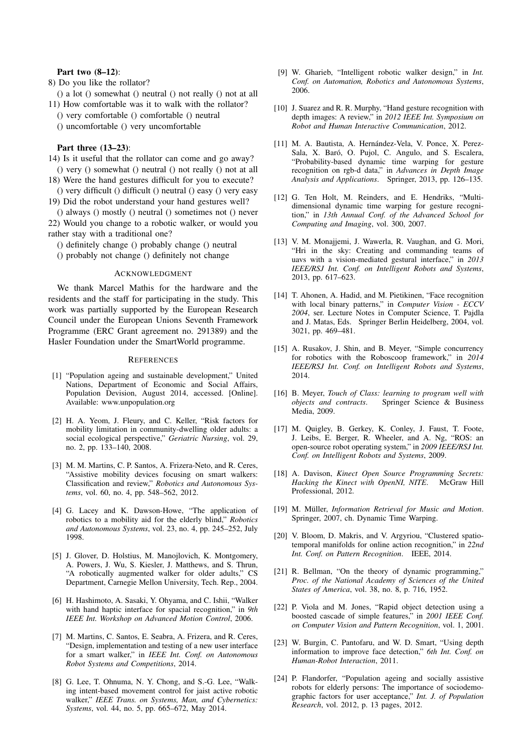**Part two (8–12)**:

8) Do you like the rollator?

() a lot () somewhat () neutral () not really () not at all

11) How comfortable was it to walk with the rollator?

() very comfortable () comfortable () neutral

() uncomfortable () very uncomfortable

**Part three (13–23)**:

14) Is it useful that the rollator can come and go away?

() very () somewhat () neutral () not really () not at all

18) Were the hand gestures difficult for you to execute?

() very difficult () difficult () neutral () easy () very easy

19) Did the robot understand your hand gestures well?

() always () mostly () neutral () sometimes not () never

22) Would you change to a robotic walker, or would you rather stay with a traditional one?

() definitely change () probably change () neutral

() probably not change () definitely not change

## ACKNOWLEDGMENT

We thank Marcel Mathis for the hardware and the residents and the staff for participating in the study. This work was partially supported by the European Research Council under the European Unions Seventh Framework Programme (ERC Grant agreement no. 291389) and the Hasler Foundation under the SmartWorld programme.

## REFERENCES

[1] "Population ageing and sustainable development," United Nations, Department of Economic and Social Affairs, Population Devision, August 2014, accessed. [Online]. Available: www.unpopulation.org

[2] H. A. Yeom, J. Fleury, and C. Keller, "Risk factors for mobility limitation in community-dwelling older adults: a social ecological perspective," *Geriatric Nursing*, vol. 29, no. 2, pp. 133–140, 2008.

[3] M. M. Martins, C. P. Santos, A. Frizera-Neto, and R. Ceres, "Assistive mobility devices focusing on smart walkers: Classification and review," *Robotics and Autonomous Systems*, vol. 60, no. 4, pp. 548–562, 2012.

[4] G. Lacey and K. Dawson-Howe, "The application of robotics to a mobility aid for the elderly blind," *Robotics and Autonomous Systems*, vol. 23, no. 4, pp. 245–252, July 1998.

[5] J. Glover, D. Holstius, M. Manojlovich, K. Montgomery, A. Powers, J. Wu, S. Kiesler, J. Matthews, and S. Thrun, "A robotically augmented walker for older adults," CS Department, Carnegie Mellon University, Tech. Rep., 2004.

[6] H. Hashimoto, A. Sasaki, Y. Ohyama, and C. Ishii, "Walker with hand haptic interface for spacial recognition," in *9th IEEE Int. Workshop on Advanced Motion Control*, 2006.

[7] M. Martins, C. Santos, E. Seabra, A. Frizera, and R. Ceres, "Design, implementation and testing of a new user interface for a smart walker," in *IEEE Int. Conf. on Autonomous Robot Systems and Competitions*, 2014.

[8] G. Lee, T. Ohnuma, N. Y. Chong, and S.-G. Lee, "Walking intent-based movement control for jaist active robotic walker," *IEEE Trans. on Systems, Man, and Cybernetics: Systems*, vol. 44, no. 5, pp. 665–672, May 2014.

[9] W. Gharieb, "Intelligent robotic walker design," in *Int. Conf. on Automation, Robotics and Autonomous Systems*, 2006.

[10] J. Suarez and R. R. Murphy, "Hand gesture recognition with depth images: A review," in *2012 IEEE Int. Symposium on Robot and Human Interactive Communication*, 2012.

[11] M. A. Bautista, A. Hernández-Vela, V. Ponce, X. Perez-Sala, X. Baró, O. Pujol, C. Angulo, and S. Escalera, "Probability-based dynamic time warping for gesture recognition on rgb-d data," in *Advances in Depth Image Analysis and Applications*. Springer, 2013, pp. 126–135.

[12] G. Ten Holt, M. Reinders, and E. Hendriks, "Multi-dimensional dynamic time warping for gesture recognition," in *13th Annual Conf. of the Advanced School for Computing and Imaging*, vol. 300, 2007.

[13] V. M. Monajjemi, J. Wawerla, R. Vaughan, and G. Mori, "Hri in the sky: Creating and commanding teams of uavs with a vision-mediated gestural interface," in *2013 IEEE/RSJ Int. Conf. on Intelligent Robots and Systems*, 2013, pp. 617–623.

[14] T. Ahonen, A. Hadid, and M. Pietikinen, "Face recognition with local binary patterns," in *Computer Vision - ECCV 2004*, ser. Lecture Notes in Computer Science, T. Pajdla and J. Matas, Eds. Springer Berlin Heidelberg, 2004, vol. 3021, pp. 469–481.

[15] A. Rusakov, J. Shin, and B. Meyer, "Simple concurrency for robotics with the Roboscoop framework," in *2014 IEEE/RSJ Int. Conf. on Intelligent Robots and Systems*, 2014.

[16] B. Meyer, *Touch of Class: learning to program well with objects and contracts*. Springer Science & Business Media, 2009.

[17] M. Quigley, B. Gerkey, K. Conley, J. Faust, T. Foote, J. Leibs, E. Berger, R. Wheeler, and A. Ng, "ROS: an open-source robot operating system," in *2009 IEEE/RSJ Int. Conf. on Intelligent Robots and Systems*, 2009.

[18] A. Davison, *Kinect Open Source Programming Secrets: Hacking the Kinect with OpenNI, NITE*. McGraw Hill Professional, 2012.

[19] M. Müller, *Information Retrieval for Music and Motion*. Springer, 2007, ch. Dynamic Time Warping.

[20] V. Bloom, D. Makris, and V. Argyriou, "Clustered spatio-temporal manifolds for online action recognition," in *22nd Int. Conf. on Pattern Recognition*. IEEE, 2014.

[21] R. Bellman, "On the theory of dynamic programming," *Proc. of the National Academy of Sciences of the United States of America*, vol. 38, no. 8, p. 716, 1952.

[22] P. Viola and M. Jones, "Rapid object detection using a boosted cascade of simple features," in *2001 IEEE Conf. on Computer Vision and Pattern Recognition*, vol. 1, 2001.

[23] W. Burgin, C. Pantofaru, and W. D. Smart, "Using depth information to improve face detection," *6th Int. Conf. on Human-Robot Interaction*, 2011.

[24] P. Flandorfer, "Population ageing and socially assistive robots for elderly persons: The importance of sociodemographic factors for user acceptance," *Int. J. of Population Research*, vol. 2012, p. 13 pages, 2012.